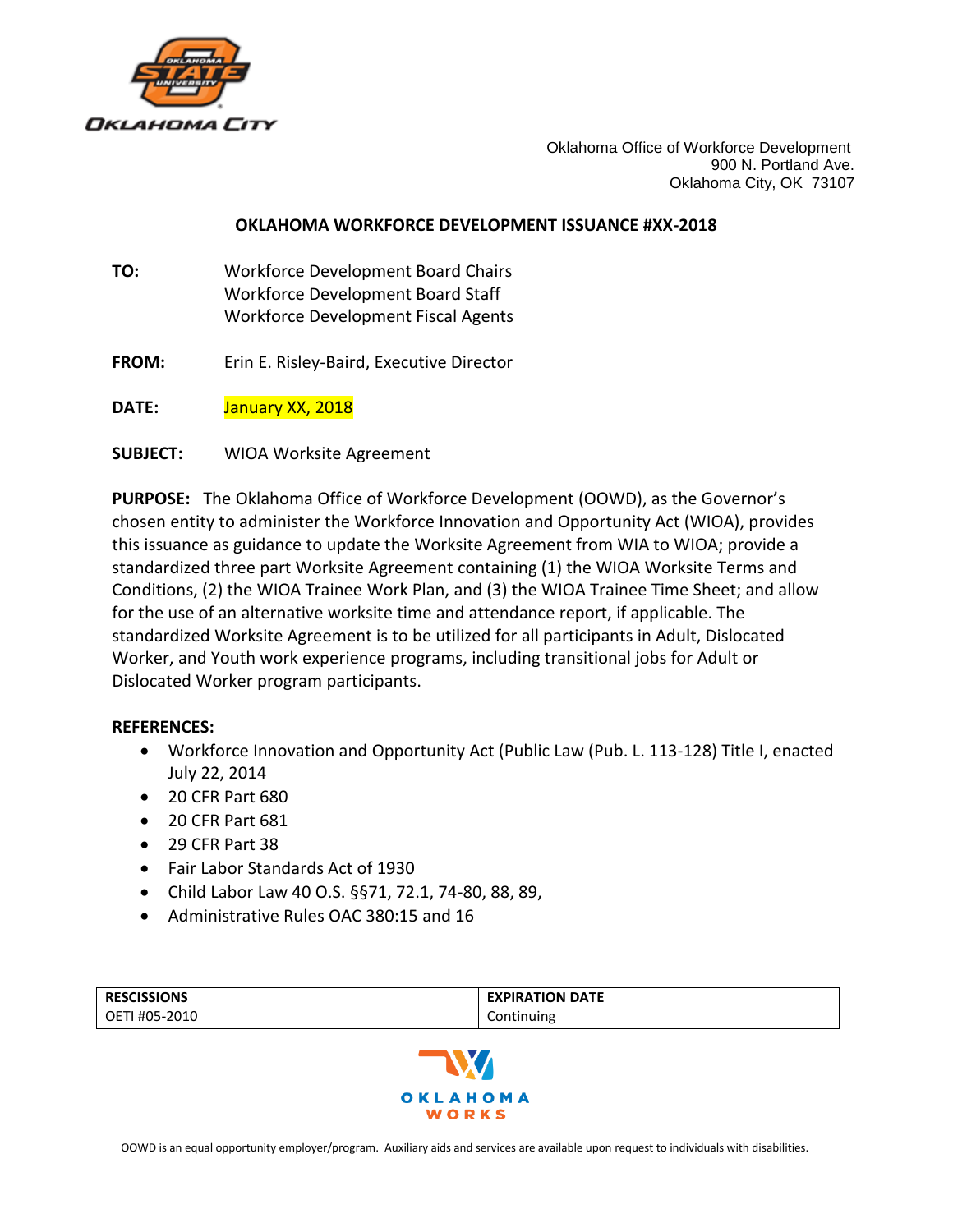Oklahoma Office of Workforce Development
900 N. Portland Ave.
Oklahoma City, OK 73107

## OKLAHOMA WORKFORCE DEVELOPMENT ISSUANCE #XX-2018

**TO:** Workforce Development Board Chairs
Workforce Development Board Staff
Workforce Development Fiscal Agents

**FROM:** Erin E. Risley-Baird, Executive Director

**DATE:** January XX, 2018

**SUBJECT:** WIOA Worksite Agreement

**PURPOSE:** The Oklahoma Office of Workforce Development (OOWD), as the Governor's chosen entity to administer the Workforce Innovation and Opportunity Act (WIOA), provides this issuance as guidance to update the Worksite Agreement from WIA to WIOA; provide a standardized three part Worksite Agreement containing (1) the WIOA Worksite Terms and Conditions, (2) the WIOA Trainee Work Plan, and (3) the WIOA Trainee Time Sheet; and allow for the use of an alternative worksite time and attendance report, if applicable. The standardized Worksite Agreement is to be utilized for all participants in Adult, Dislocated Worker, and Youth work experience programs, including transitional jobs for Adult or Dislocated Worker program participants.

**REFERENCES:**

- Workforce Innovation and Opportunity Act (Public Law (Pub. L. 113-128) Title I, enacted July 22, 2014
- 20 CFR Part 680
- 20 CFR Part 681
- 29 CFR Part 38
- Fair Labor Standards Act of 1930
- Child Labor Law 40 O.S. §§71, 72.1, 74-80, 88, 89,
- Administrative Rules OAC 380:15 and 16

| RESCISSIONS | EXPIRATION DATE |
| --- | --- |
| OETI #05-2010 | Continuing |

OOWD is an equal opportunity employer/program. Auxiliary aids and services are available upon request to individuals with disabilities.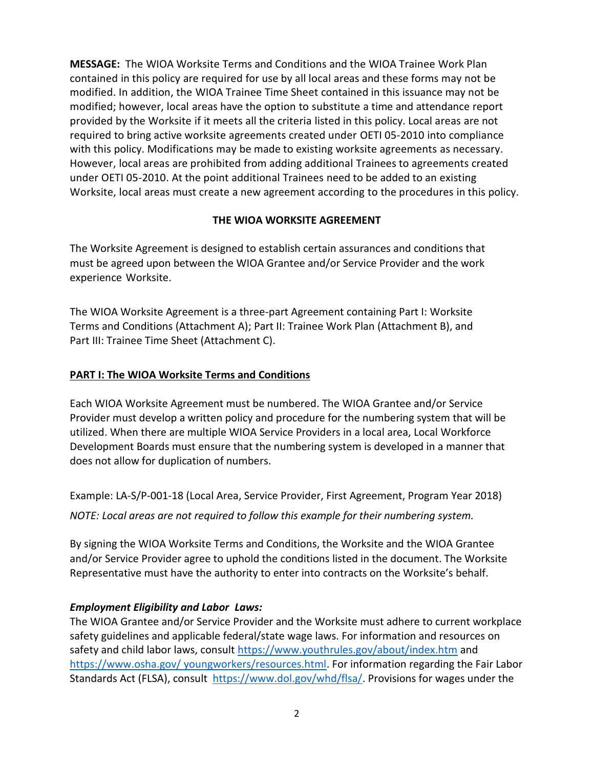**MESSAGE:** The WIOA Worksite Terms and Conditions and the WIOA Trainee Work Plan contained in this policy are required for use by all local areas and these forms may not be modified. In addition, the WIOA Trainee Time Sheet contained in this issuance may not be modified; however, local areas have the option to substitute a time and attendance report provided by the Worksite if it meets all the criteria listed in this policy. Local areas are not required to bring active worksite agreements created under OETI 05-2010 into compliance with this policy. Modifications may be made to existing worksite agreements as necessary. However, local areas are prohibited from adding additional Trainees to agreements created under OETI 05-2010. At the point additional Trainees need to be added to an existing Worksite, local areas must create a new agreement according to the procedures in this policy.

## THE WIOA WORKSITE AGREEMENT

The Worksite Agreement is designed to establish certain assurances and conditions that must be agreed upon between the WIOA Grantee and/or Service Provider and the work experience Worksite.

The WIOA Worksite Agreement is a three-part Agreement containing Part I: Worksite Terms and Conditions (Attachment A); Part II: Trainee Work Plan (Attachment B), and Part III: Trainee Time Sheet (Attachment C).

### PART I: The WIOA Worksite Terms and Conditions

Each WIOA Worksite Agreement must be numbered. The WIOA Grantee and/or Service Provider must develop a written policy and procedure for the numbering system that will be utilized. When there are multiple WIOA Service Providers in a local area, Local Workforce Development Boards must ensure that the numbering system is developed in a manner that does not allow for duplication of numbers.

Example: LA-S/P-001-18 (Local Area, Service Provider, First Agreement, Program Year 2018)

*NOTE: Local areas are not required to follow this example for their numbering system.*

By signing the WIOA Worksite Terms and Conditions, the Worksite and the WIOA Grantee and/or Service Provider agree to uphold the conditions listed in the document. The Worksite Representative must have the authority to enter into contracts on the Worksite's behalf.

***Employment Eligibility and Labor Laws:***

The WIOA Grantee and/or Service Provider and the Worksite must adhere to current workplace safety guidelines and applicable federal/state wage laws. For information and resources on safety and child labor laws, consult https://www.youthrules.gov/about/index.htm and https://www.osha.gov/ youngworkers/resources.html. For information regarding the Fair Labor Standards Act (FLSA), consult https://www.dol.gov/whd/flsa/. Provisions for wages under the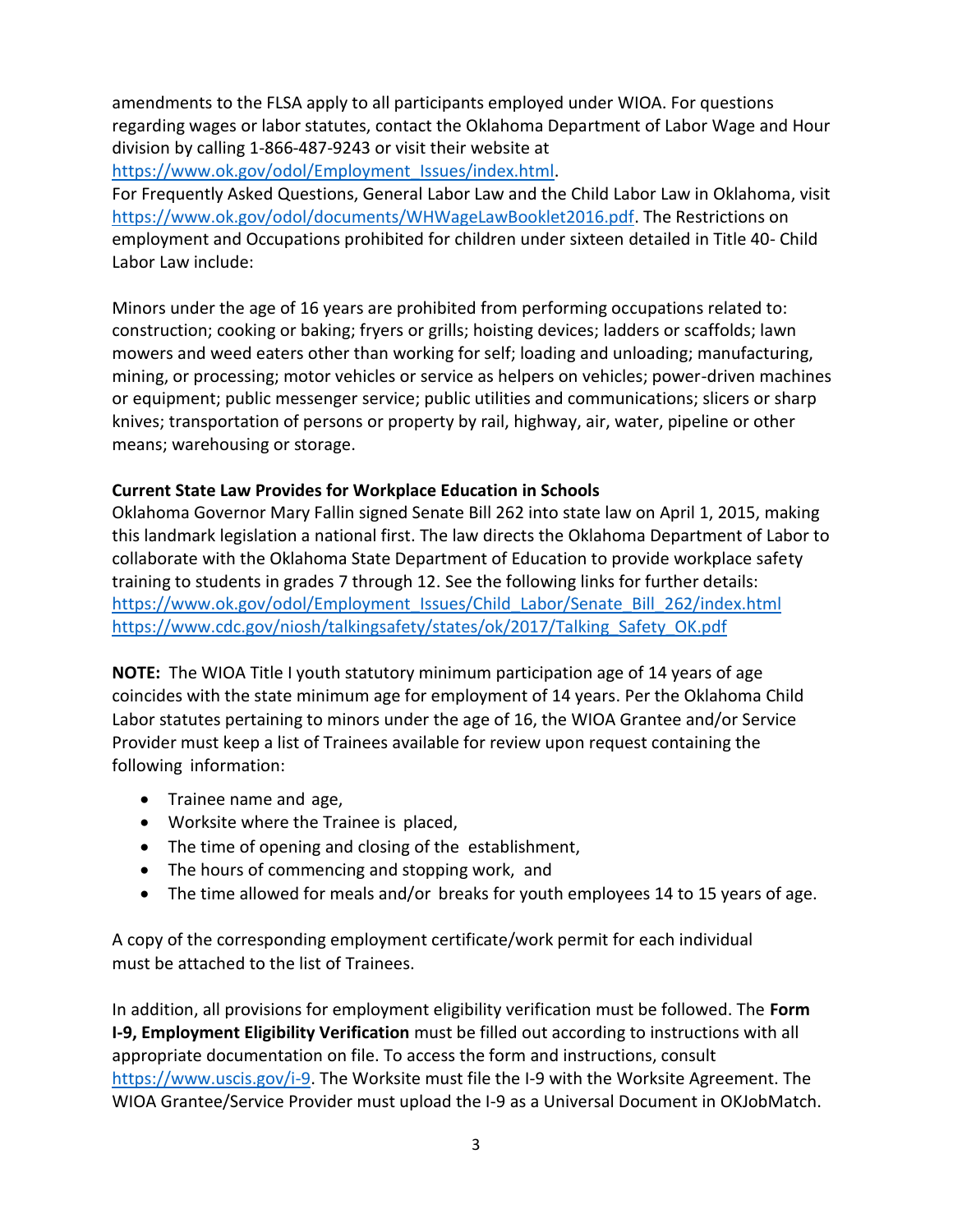amendments to the FLSA apply to all participants employed under WIOA. For questions regarding wages or labor statutes, contact the Oklahoma Department of Labor Wage and Hour division by calling 1-866-487-9243 or visit their website at https://www.ok.gov/odol/Employment_Issues/index.html.

For Frequently Asked Questions, General Labor Law and the Child Labor Law in Oklahoma, visit https://www.ok.gov/odol/documents/WHWageLawBooklet2016.pdf. The Restrictions on employment and Occupations prohibited for children under sixteen detailed in Title 40- Child Labor Law include:

Minors under the age of 16 years are prohibited from performing occupations related to: construction; cooking or baking; fryers or grills; hoisting devices; ladders or scaffolds; lawn mowers and weed eaters other than working for self; loading and unloading; manufacturing, mining, or processing; motor vehicles or service as helpers on vehicles; power-driven machines or equipment; public messenger service; public utilities and communications; slicers or sharp knives; transportation of persons or property by rail, highway, air, water, pipeline or other means; warehousing or storage.

**Current State Law Provides for Workplace Education in Schools**

Oklahoma Governor Mary Fallin signed Senate Bill 262 into state law on April 1, 2015, making this landmark legislation a national first. The law directs the Oklahoma Department of Labor to collaborate with the Oklahoma State Department of Education to provide workplace safety training to students in grades 7 through 12. See the following links for further details:
https://www.ok.gov/odol/Employment_Issues/Child_Labor/Senate_Bill_262/index.html
https://www.cdc.gov/niosh/talkingsafety/states/ok/2017/Talking_Safety_OK.pdf

**NOTE:** The WIOA Title I youth statutory minimum participation age of 14 years of age coincides with the state minimum age for employment of 14 years. Per the Oklahoma Child Labor statutes pertaining to minors under the age of 16, the WIOA Grantee and/or Service Provider must keep a list of Trainees available for review upon request containing the following information:

- Trainee name and age,
- Worksite where the Trainee is placed,
- The time of opening and closing of the establishment,
- The hours of commencing and stopping work, and
- The time allowed for meals and/or breaks for youth employees 14 to 15 years of age.

A copy of the corresponding employment certificate/work permit for each individual must be attached to the list of Trainees.

In addition, all provisions for employment eligibility verification must be followed. The **Form I-9, Employment Eligibility Verification** must be filled out according to instructions with all appropriate documentation on file. To access the form and instructions, consult https://www.uscis.gov/i-9. The Worksite must file the I-9 with the Worksite Agreement. The WIOA Grantee/Service Provider must upload the I-9 as a Universal Document in OKJobMatch.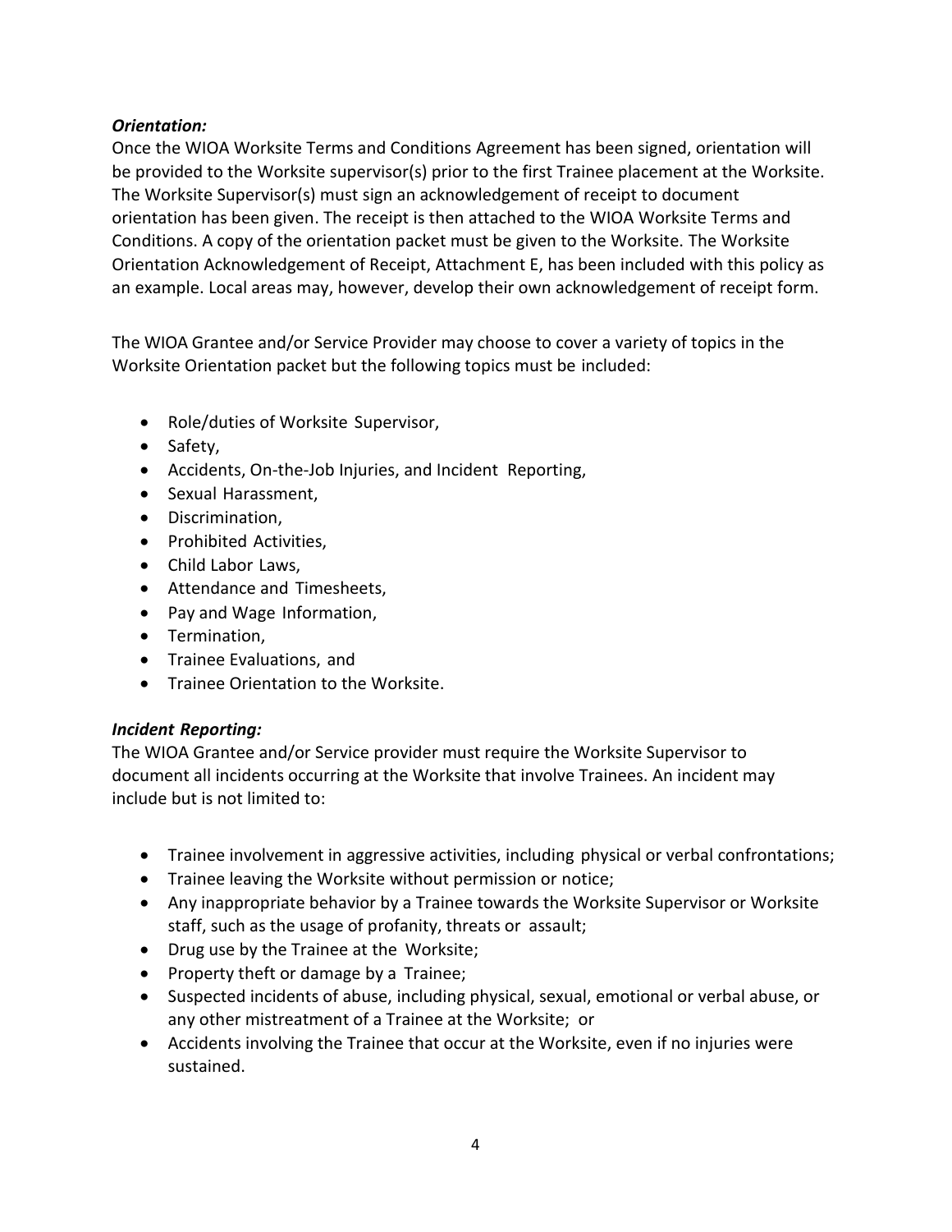***Orientation:***

Once the WIOA Worksite Terms and Conditions Agreement has been signed, orientation will be provided to the Worksite supervisor(s) prior to the first Trainee placement at the Worksite. The Worksite Supervisor(s) must sign an acknowledgement of receipt to document orientation has been given. The receipt is then attached to the WIOA Worksite Terms and Conditions. A copy of the orientation packet must be given to the Worksite. The Worksite Orientation Acknowledgement of Receipt, Attachment E, has been included with this policy as an example. Local areas may, however, develop their own acknowledgement of receipt form.

The WIOA Grantee and/or Service Provider may choose to cover a variety of topics in the Worksite Orientation packet but the following topics must be included:

- Role/duties of Worksite Supervisor,
- Safety,
- Accidents, On-the-Job Injuries, and Incident Reporting,
- Sexual Harassment,
- Discrimination,
- Prohibited Activities,
- Child Labor Laws,
- Attendance and Timesheets,
- Pay and Wage Information,
- Termination,
- Trainee Evaluations, and
- Trainee Orientation to the Worksite.

***Incident Reporting:***

The WIOA Grantee and/or Service provider must require the Worksite Supervisor to document all incidents occurring at the Worksite that involve Trainees. An incident may include but is not limited to:

- Trainee involvement in aggressive activities, including physical or verbal confrontations;
- Trainee leaving the Worksite without permission or notice;
- Any inappropriate behavior by a Trainee towards the Worksite Supervisor or Worksite staff, such as the usage of profanity, threats or assault;
- Drug use by the Trainee at the Worksite;
- Property theft or damage by a Trainee;
- Suspected incidents of abuse, including physical, sexual, emotional or verbal abuse, or any other mistreatment of a Trainee at the Worksite; or
- Accidents involving the Trainee that occur at the Worksite, even if no injuries were sustained.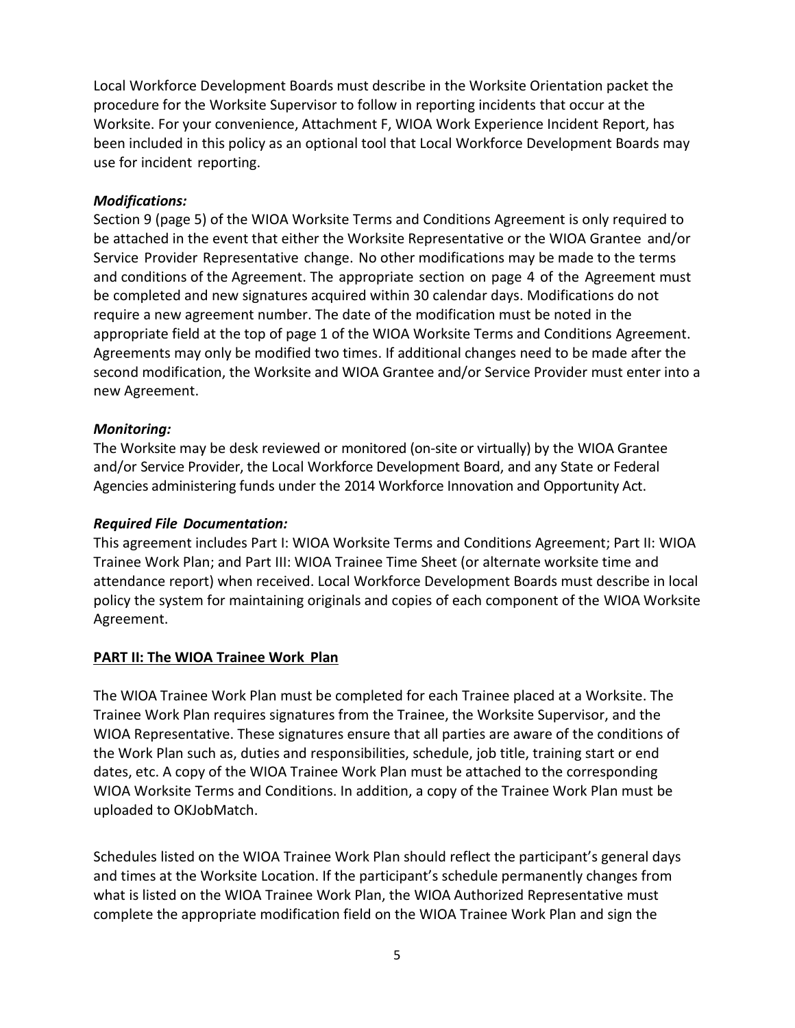Local Workforce Development Boards must describe in the Worksite Orientation packet the procedure for the Worksite Supervisor to follow in reporting incidents that occur at the Worksite. For your convenience, Attachment F, WIOA Work Experience Incident Report, has been included in this policy as an optional tool that Local Workforce Development Boards may use for incident reporting.

***Modifications:***

Section 9 (page 5) of the WIOA Worksite Terms and Conditions Agreement is only required to be attached in the event that either the Worksite Representative or the WIOA Grantee and/or Service Provider Representative change. No other modifications may be made to the terms and conditions of the Agreement. The appropriate section on page 4 of the Agreement must be completed and new signatures acquired within 30 calendar days. Modifications do not require a new agreement number. The date of the modification must be noted in the appropriate field at the top of page 1 of the WIOA Worksite Terms and Conditions Agreement. Agreements may only be modified two times. If additional changes need to be made after the second modification, the Worksite and WIOA Grantee and/or Service Provider must enter into a new Agreement.

***Monitoring:***

The Worksite may be desk reviewed or monitored (on-site or virtually) by the WIOA Grantee and/or Service Provider, the Local Workforce Development Board, and any State or Federal Agencies administering funds under the 2014 Workforce Innovation and Opportunity Act.

***Required File Documentation:***

This agreement includes Part I: WIOA Worksite Terms and Conditions Agreement; Part II: WIOA Trainee Work Plan; and Part III: WIOA Trainee Time Sheet (or alternate worksite time and attendance report) when received. Local Workforce Development Boards must describe in local policy the system for maintaining originals and copies of each component of the WIOA Worksite Agreement.

**PART II: The WIOA Trainee Work Plan**

The WIOA Trainee Work Plan must be completed for each Trainee placed at a Worksite. The Trainee Work Plan requires signatures from the Trainee, the Worksite Supervisor, and the WIOA Representative. These signatures ensure that all parties are aware of the conditions of the Work Plan such as, duties and responsibilities, schedule, job title, training start or end dates, etc. A copy of the WIOA Trainee Work Plan must be attached to the corresponding WIOA Worksite Terms and Conditions. In addition, a copy of the Trainee Work Plan must be uploaded to OKJobMatch.

Schedules listed on the WIOA Trainee Work Plan should reflect the participant's general days and times at the Worksite Location. If the participant's schedule permanently changes from what is listed on the WIOA Trainee Work Plan, the WIOA Authorized Representative must complete the appropriate modification field on the WIOA Trainee Work Plan and sign the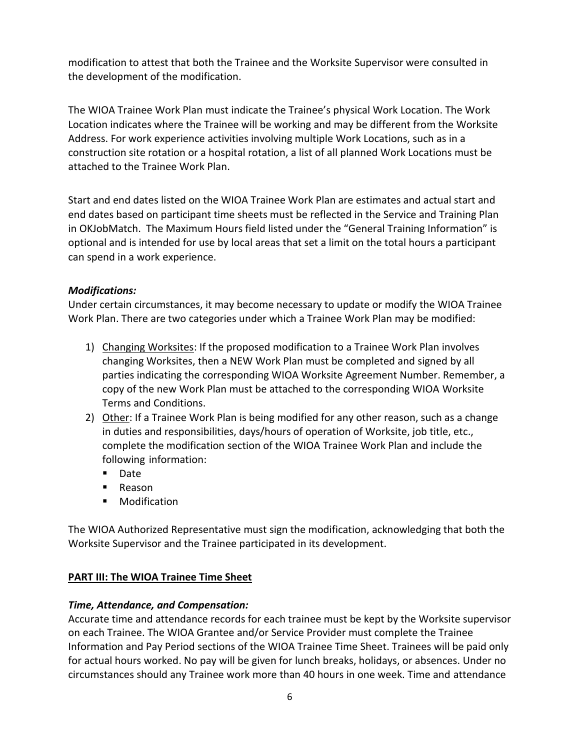modification to attest that both the Trainee and the Worksite Supervisor were consulted in the development of the modification.

The WIOA Trainee Work Plan must indicate the Trainee's physical Work Location. The Work Location indicates where the Trainee will be working and may be different from the Worksite Address. For work experience activities involving multiple Work Locations, such as in a construction site rotation or a hospital rotation, a list of all planned Work Locations must be attached to the Trainee Work Plan.

Start and end dates listed on the WIOA Trainee Work Plan are estimates and actual start and end dates based on participant time sheets must be reflected in the Service and Training Plan in OKJobMatch. The Maximum Hours field listed under the "General Training Information" is optional and is intended for use by local areas that set a limit on the total hours a participant can spend in a work experience.

***Modifications:***

Under certain circumstances, it may become necessary to update or modify the WIOA Trainee Work Plan. There are two categories under which a Trainee Work Plan may be modified:

1) <u>Changing Worksites</u>: If the proposed modification to a Trainee Work Plan involves changing Worksites, then a NEW Work Plan must be completed and signed by all parties indicating the corresponding WIOA Worksite Agreement Number. Remember, a copy of the new Work Plan must be attached to the corresponding WIOA Worksite Terms and Conditions.
2) <u>Other</u>: If a Trainee Work Plan is being modified for any other reason, such as a change in duties and responsibilities, days/hours of operation of Worksite, job title, etc., complete the modification section of the WIOA Trainee Work Plan and include the following information:
   - Date
   - Reason
   - Modification

The WIOA Authorized Representative must sign the modification, acknowledging that both the Worksite Supervisor and the Trainee participated in its development.

## **<u>PART III: The WIOA Trainee Time Sheet</u>**

***Time, Attendance, and Compensation:***

Accurate time and attendance records for each trainee must be kept by the Worksite supervisor on each Trainee. The WIOA Grantee and/or Service Provider must complete the Trainee Information and Pay Period sections of the WIOA Trainee Time Sheet. Trainees will be paid only for actual hours worked. No pay will be given for lunch breaks, holidays, or absences. Under no circumstances should any Trainee work more than 40 hours in one week. Time and attendance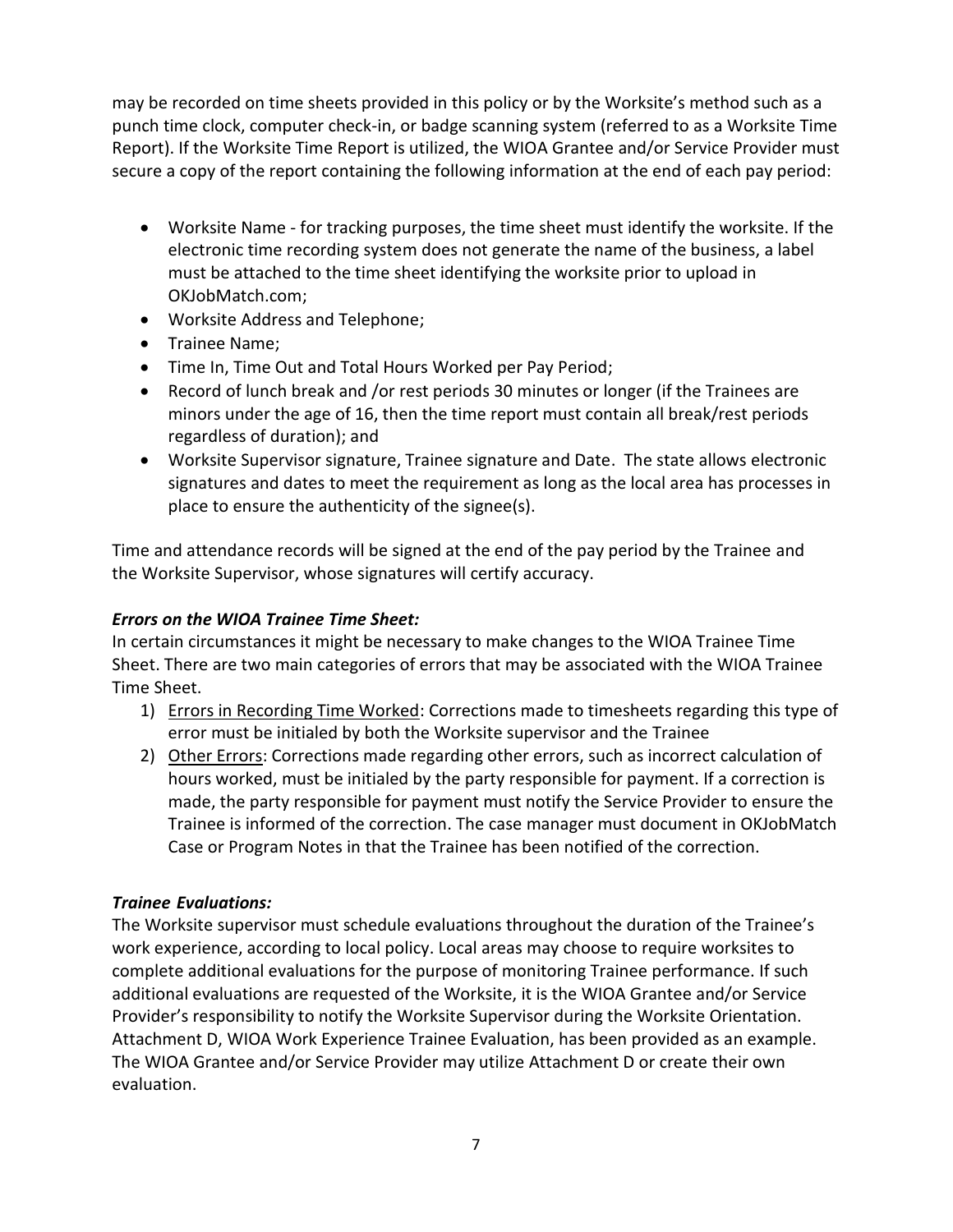may be recorded on time sheets provided in this policy or by the Worksite's method such as a punch time clock, computer check-in, or badge scanning system (referred to as a Worksite Time Report). If the Worksite Time Report is utilized, the WIOA Grantee and/or Service Provider must secure a copy of the report containing the following information at the end of each pay period:

- Worksite Name - for tracking purposes, the time sheet must identify the worksite. If the electronic time recording system does not generate the name of the business, a label must be attached to the time sheet identifying the worksite prior to upload in OKJobMatch.com;
- Worksite Address and Telephone;
- Trainee Name;
- Time In, Time Out and Total Hours Worked per Pay Period;
- Record of lunch break and /or rest periods 30 minutes or longer (if the Trainees are minors under the age of 16, then the time report must contain all break/rest periods regardless of duration); and
- Worksite Supervisor signature, Trainee signature and Date. The state allows electronic signatures and dates to meet the requirement as long as the local area has processes in place to ensure the authenticity of the signee(s).

Time and attendance records will be signed at the end of the pay period by the Trainee and the Worksite Supervisor, whose signatures will certify accuracy.

***Errors on the WIOA Trainee Time Sheet:***

In certain circumstances it might be necessary to make changes to the WIOA Trainee Time Sheet. There are two main categories of errors that may be associated with the WIOA Trainee Time Sheet.

1) <u>Errors in Recording Time Worked</u>: Corrections made to timesheets regarding this type of error must be initialed by both the Worksite supervisor and the Trainee
2) <u>Other Errors</u>: Corrections made regarding other errors, such as incorrect calculation of hours worked, must be initialed by the party responsible for payment. If a correction is made, the party responsible for payment must notify the Service Provider to ensure the Trainee is informed of the correction. The case manager must document in OKJobMatch Case or Program Notes in that the Trainee has been notified of the correction.

***Trainee Evaluations:***

The Worksite supervisor must schedule evaluations throughout the duration of the Trainee's work experience, according to local policy. Local areas may choose to require worksites to complete additional evaluations for the purpose of monitoring Trainee performance. If such additional evaluations are requested of the Worksite, it is the WIOA Grantee and/or Service Provider's responsibility to notify the Worksite Supervisor during the Worksite Orientation. Attachment D, WIOA Work Experience Trainee Evaluation, has been provided as an example. The WIOA Grantee and/or Service Provider may utilize Attachment D or create their own evaluation.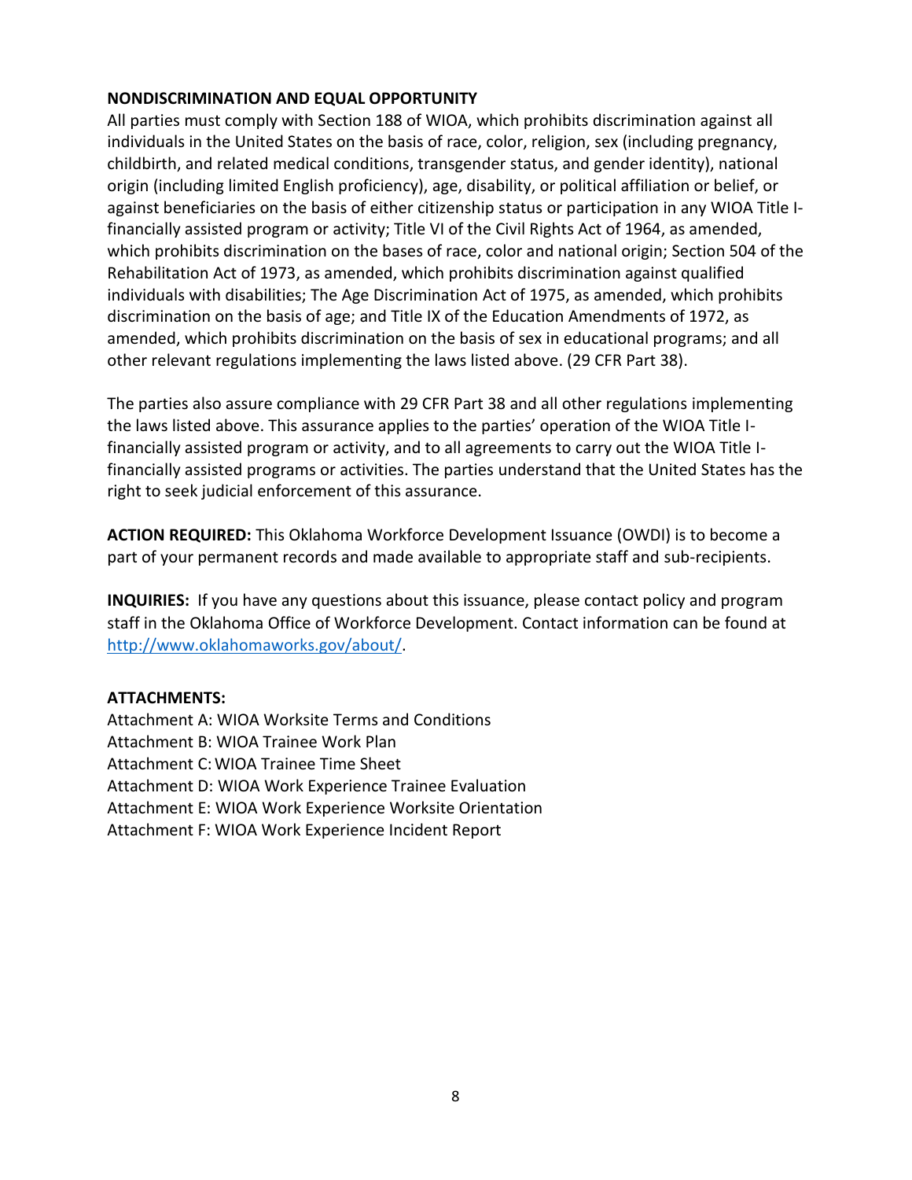**NONDISCRIMINATION AND EQUAL OPPORTUNITY**

All parties must comply with Section 188 of WIOA, which prohibits discrimination against all individuals in the United States on the basis of race, color, religion, sex (including pregnancy, childbirth, and related medical conditions, transgender status, and gender identity), national origin (including limited English proficiency), age, disability, or political affiliation or belief, or against beneficiaries on the basis of either citizenship status or participation in any WIOA Title I-financially assisted program or activity; Title VI of the Civil Rights Act of 1964, as amended, which prohibits discrimination on the bases of race, color and national origin; Section 504 of the Rehabilitation Act of 1973, as amended, which prohibits discrimination against qualified individuals with disabilities; The Age Discrimination Act of 1975, as amended, which prohibits discrimination on the basis of age; and Title IX of the Education Amendments of 1972, as amended, which prohibits discrimination on the basis of sex in educational programs; and all other relevant regulations implementing the laws listed above. (29 CFR Part 38).

The parties also assure compliance with 29 CFR Part 38 and all other regulations implementing the laws listed above. This assurance applies to the parties' operation of the WIOA Title I-financially assisted program or activity, and to all agreements to carry out the WIOA Title I-financially assisted programs or activities. The parties understand that the United States has the right to seek judicial enforcement of this assurance.

**ACTION REQUIRED:** This Oklahoma Workforce Development Issuance (OWDI) is to become a part of your permanent records and made available to appropriate staff and sub-recipients.

**INQUIRIES:** If you have any questions about this issuance, please contact policy and program staff in the Oklahoma Office of Workforce Development. Contact information can be found at http://www.oklahomaworks.gov/about/.

**ATTACHMENTS:**

Attachment A: WIOA Worksite Terms and Conditions
Attachment B: WIOA Trainee Work Plan
Attachment C: WIOA Trainee Time Sheet
Attachment D: WIOA Work Experience Trainee Evaluation
Attachment E: WIOA Work Experience Worksite Orientation
Attachment F: WIOA Work Experience Incident Report